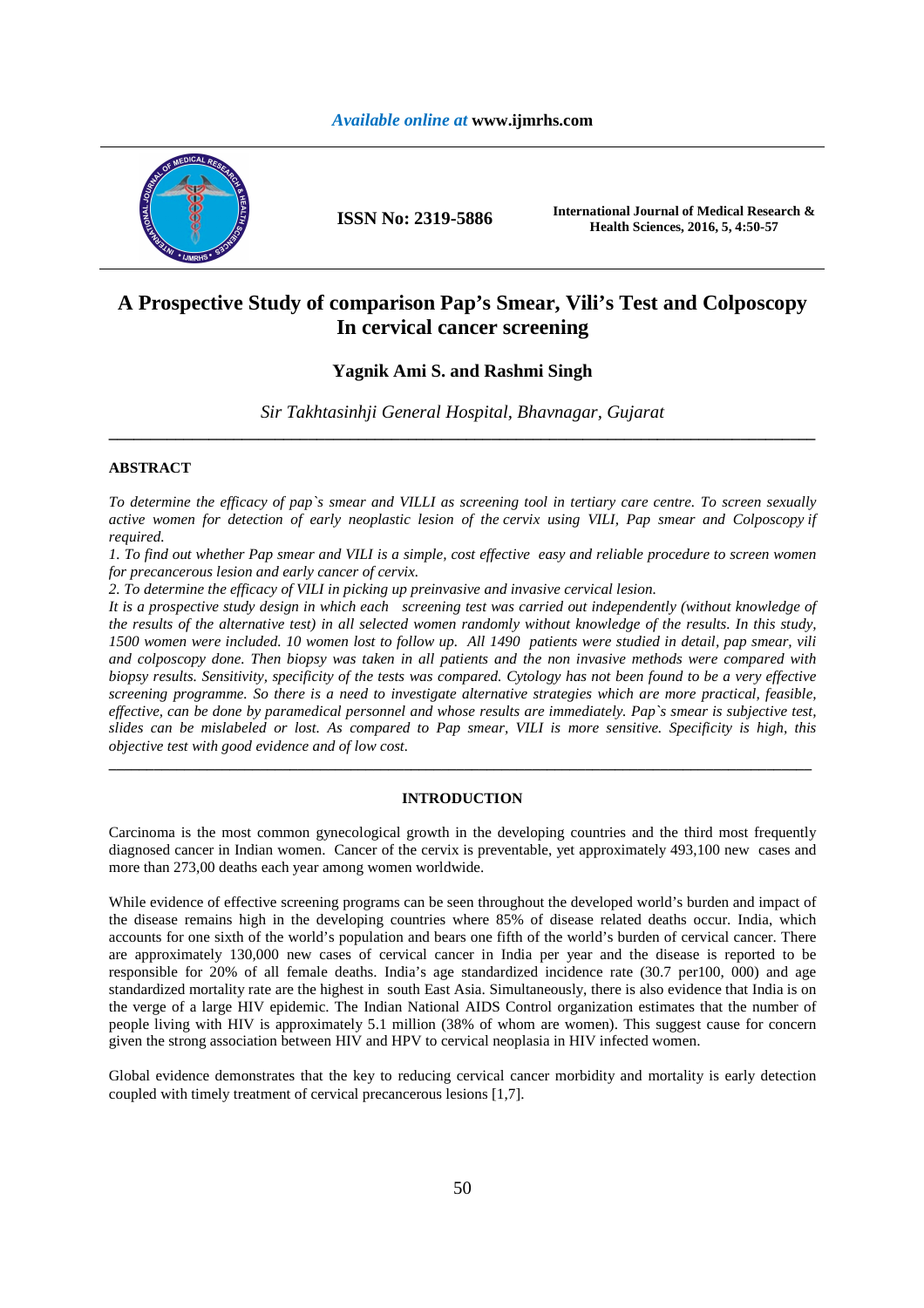# A Prospective Study of comparison Pap's Smear, Vili's Test and Colposcopy In cervical cancer screening

**Yagnik Ami S. and Rashmi Singh**

*Sir Takhtasinhji General Hospital, Bhavnagar, Gujarat*

---

## ABSTRACT

*To determine the efficacy of pap`s smear and VILLI as screening tool in tertiary care centre. To screen sexually active women for detection of early neoplastic lesion of the cervix using VILI, Pap smear and Colposcopy if required.*

*1. To find out whether Pap smear and VILI is a simple, cost effective easy and reliable procedure to screen women for precancerous lesion and early cancer of cervix.*

*2. To determine the efficacy of VILI in picking up preinvasive and invasive cervical lesion.*

*It is a prospective study design in which each screening test was carried out independently (without knowledge of the results of the alternative test) in all selected women randomly without knowledge of the results. In this study, 1500 women were included. 10 women lost to follow up. All 1490 patients were studied in detail, pap smear, vili and colposcopy done. Then biopsy was taken in all patients and the non invasive methods were compared with biopsy results. Sensitivity, specificity of the tests was compared. Cytology has not been found to be a very effective screening programme. So there is a need to investigate alternative strategies which are more practical, feasible, effective, can be done by paramedical personnel and whose results are immediately. Pap`s smear is subjective test, slides can be mislabeled or lost. As compared to Pap smear, VILI is more sensitive. Specificity is high, this objective test with good evidence and of low cost.*

---

## INTRODUCTION

Carcinoma is the most common gynecological growth in the developing countries and the third most frequently diagnosed cancer in Indian women. Cancer of the cervix is preventable, yet approximately 493,100 new cases and more than 273,00 deaths each year among women worldwide.

While evidence of effective screening programs can be seen throughout the developed world's burden and impact of the disease remains high in the developing countries where 85% of disease related deaths occur. India, which accounts for one sixth of the world's population and bears one fifth of the world's burden of cervical cancer. There are approximately 130,000 new cases of cervical cancer in India per year and the disease is reported to be responsible for 20% of all female deaths. India's age standardized incidence rate (30.7 per100, 000) and age standardized mortality rate are the highest in south East Asia. Simultaneously, there is also evidence that India is on the verge of a large HIV epidemic. The Indian National AIDS Control organization estimates that the number of people living with HIV is approximately 5.1 million (38% of whom are women). This suggest cause for concern given the strong association between HIV and HPV to cervical neoplasia in HIV infected women.

Global evidence demonstrates that the key to reducing cervical cancer morbidity and mortality is early detection coupled with timely treatment of cervical precancerous lesions [1,7].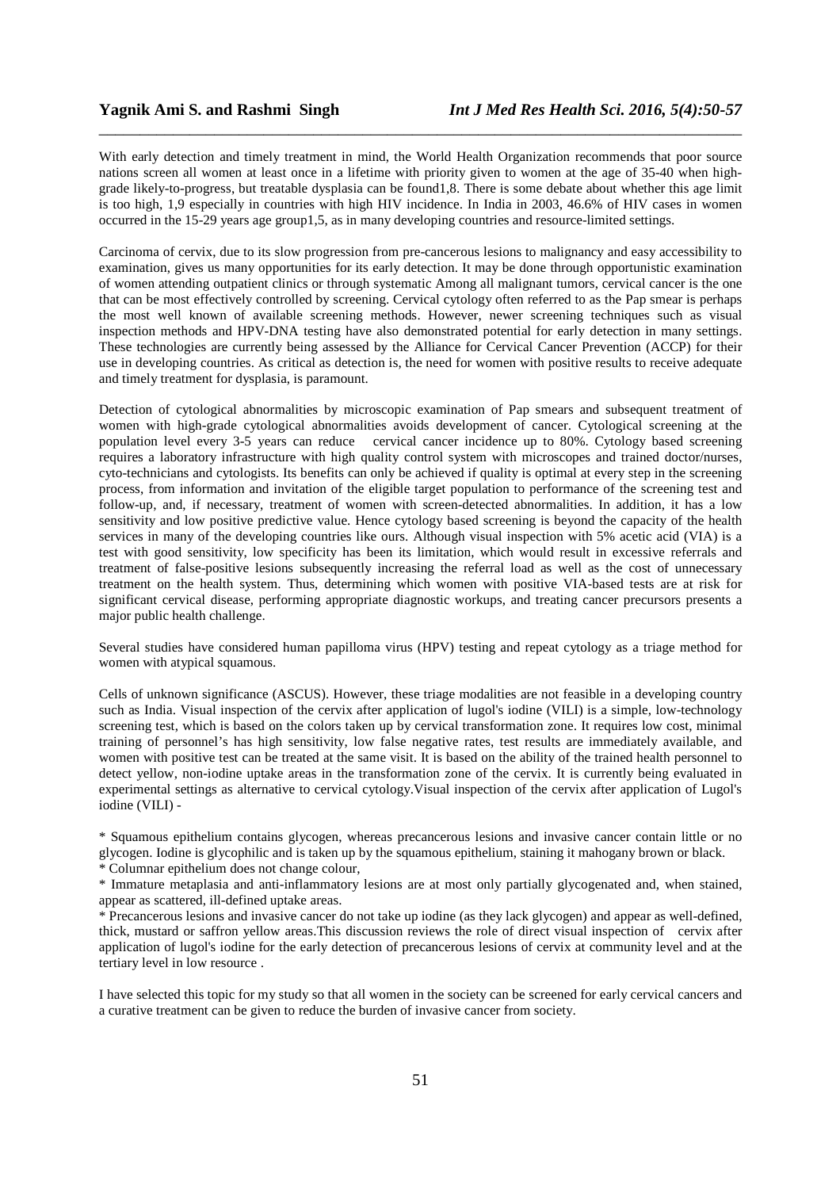With early detection and timely treatment in mind, the World Health Organization recommends that poor source nations screen all women at least once in a lifetime with priority given to women at the age of 35-40 when high-grade likely-to-progress, but treatable dysplasia can be found[1,8]. There is some debate about whether this age limit is too high, [1,9] especially in countries with high HIV incidence. In India in 2003, 46.6% of HIV cases in women occurred in the 15-29 years age group[1,5], as in many developing countries and resource-limited settings.

Carcinoma of cervix, due to its slow progression from pre-cancerous lesions to malignancy and easy accessibility to examination, gives us many opportunities for its early detection. It may be done through opportunistic examination of women attending outpatient clinics or through systematic Among all malignant tumors, cervical cancer is the one that can be most effectively controlled by screening. Cervical cytology often referred to as the Pap smear is perhaps the most well known of available screening methods. However, newer screening techniques such as visual inspection methods and HPV-DNA testing have also demonstrated potential for early detection in many settings. These technologies are currently being assessed by the Alliance for Cervical Cancer Prevention (ACCP) for their use in developing countries. As critical as detection is, the need for women with positive results to receive adequate and timely treatment for dysplasia, is paramount.

Detection of cytological abnormalities by microscopic examination of Pap smears and subsequent treatment of women with high-grade cytological abnormalities avoids development of cancer. Cytological screening at the population level every 3-5 years can reduce cervical cancer incidence up to 80%. Cytology based screening requires a laboratory infrastructure with high quality control system with microscopes and trained doctor/nurses, cyto-technicians and cytologists. Its benefits can only be achieved if quality is optimal at every step in the screening process, from information and invitation of the eligible target population to performance of the screening test and follow-up, and, if necessary, treatment of women with screen-detected abnormalities. In addition, it has a low sensitivity and low positive predictive value. Hence cytology based screening is beyond the capacity of the health services in many of the developing countries like ours. Although visual inspection with 5% acetic acid (VIA) is a test with good sensitivity, low specificity has been its limitation, which would result in excessive referrals and treatment of false-positive lesions subsequently increasing the referral load as well as the cost of unnecessary treatment on the health system. Thus, determining which women with positive VIA-based tests are at risk for significant cervical disease, performing appropriate diagnostic workups, and treating cancer precursors presents a major public health challenge.

Several studies have considered human papilloma virus (HPV) testing and repeat cytology as a triage method for women with atypical squamous.

Cells of unknown significance (ASCUS). However, these triage modalities are not feasible in a developing country such as India. Visual inspection of the cervix after application of lugol's iodine (VILI) is a simple, low-technology screening test, which is based on the colors taken up by cervical transformation zone. It requires low cost, minimal training of personnel's has high sensitivity, low false negative rates, test results are immediately available, and women with positive test can be treated at the same visit. It is based on the ability of the trained health personnel to detect yellow, non-iodine uptake areas in the transformation zone of the cervix. It is currently being evaluated in experimental settings as alternative to cervical cytology.Visual inspection of the cervix after application of Lugol's iodine (VILI) -

* Squamous epithelium contains glycogen, whereas precancerous lesions and invasive cancer contain little or no glycogen. Iodine is glycophilic and is taken up by the squamous epithelium, staining it mahogany brown or black.
* Columnar epithelium does not change colour,
* Immature metaplasia and anti-inflammatory lesions are at most only partially glycogenated and, when stained, appear as scattered, ill-defined uptake areas.
* Precancerous lesions and invasive cancer do not take up iodine (as they lack glycogen) and appear as well-defined, thick, mustard or saffron yellow areas.This discussion reviews the role of direct visual inspection of cervix after application of lugol's iodine for the early detection of precancerous lesions of cervix at community level and at the tertiary level in low resource .

I have selected this topic for my study so that all women in the society can be screened for early cervical cancers and a curative treatment can be given to reduce the burden of invasive cancer from society.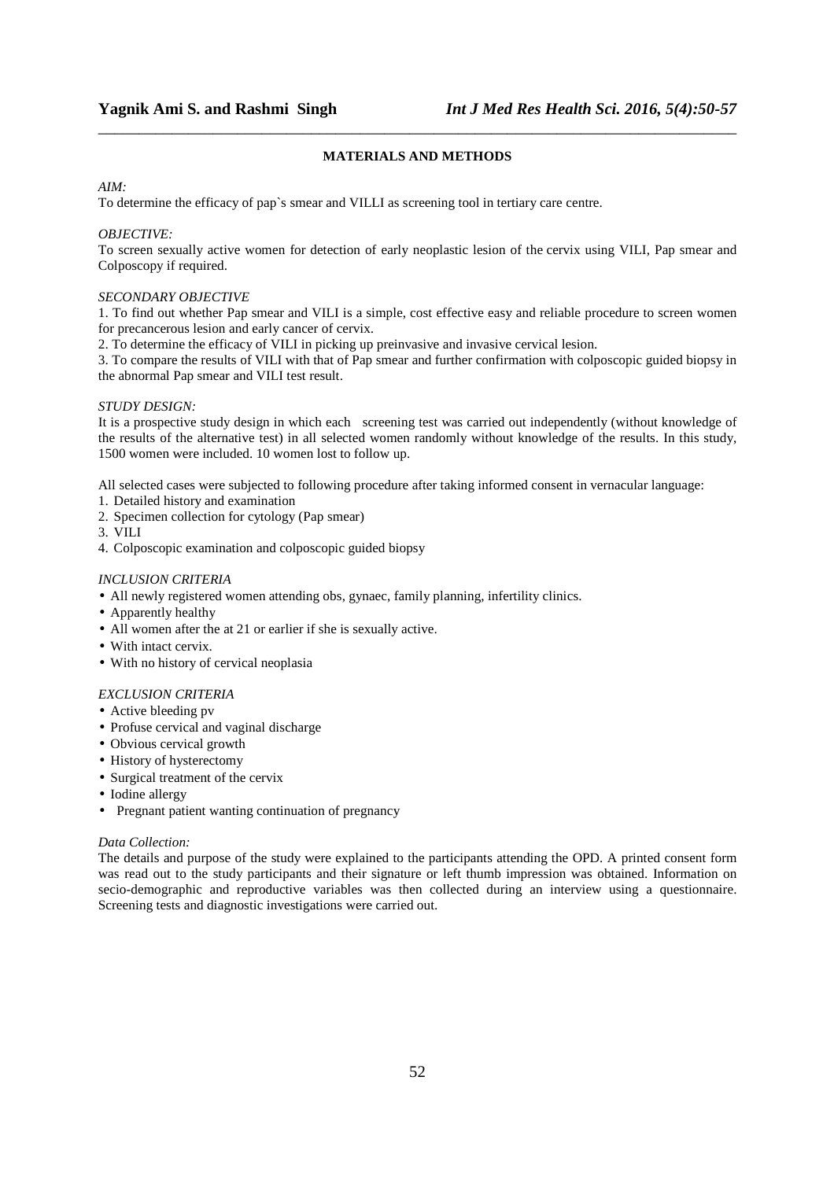## MATERIALS AND METHODS

*AIM:*

To determine the efficacy of pap`s smear and VILLI as screening tool in tertiary care centre.

*OBJECTIVE:*

To screen sexually active women for detection of early neoplastic lesion of the cervix using VILI, Pap smear and Colposcopy if required.

*SECONDARY OBJECTIVE*

1. To find out whether Pap smear and VILI is a simple, cost effective easy and reliable procedure to screen women for precancerous lesion and early cancer of cervix.
2. To determine the efficacy of VILI in picking up preinvasive and invasive cervical lesion.
3. To compare the results of VILI with that of Pap smear and further confirmation with colposcopic guided biopsy in the abnormal Pap smear and VILI test result.

*STUDY DESIGN:*

It is a prospective study design in which each screening test was carried out independently (without knowledge of the results of the alternative test) in all selected women randomly without knowledge of the results. In this study, 1500 women were included. 10 women lost to follow up.

All selected cases were subjected to following procedure after taking informed consent in vernacular language:

1. Detailed history and examination
2. Specimen collection for cytology (Pap smear)
3. VILI
4. Colposcopic examination and colposcopic guided biopsy

*INCLUSION CRITERIA*

- All newly registered women attending obs, gynaec, family planning, infertility clinics.
- Apparently healthy
- All women after the at 21 or earlier if she is sexually active.
- With intact cervix.
- With no history of cervical neoplasia

*EXCLUSION CRITERIA*

- Active bleeding pv
- Profuse cervical and vaginal discharge
- Obvious cervical growth
- History of hysterectomy
- Surgical treatment of the cervix
- Iodine allergy
- Pregnant patient wanting continuation of pregnancy

*Data Collection:*

The details and purpose of the study were explained to the participants attending the OPD. A printed consent form was read out to the study participants and their signature or left thumb impression was obtained. Information on secio-demographic and reproductive variables was then collected during an interview using a questionnaire. Screening tests and diagnostic investigations were carried out.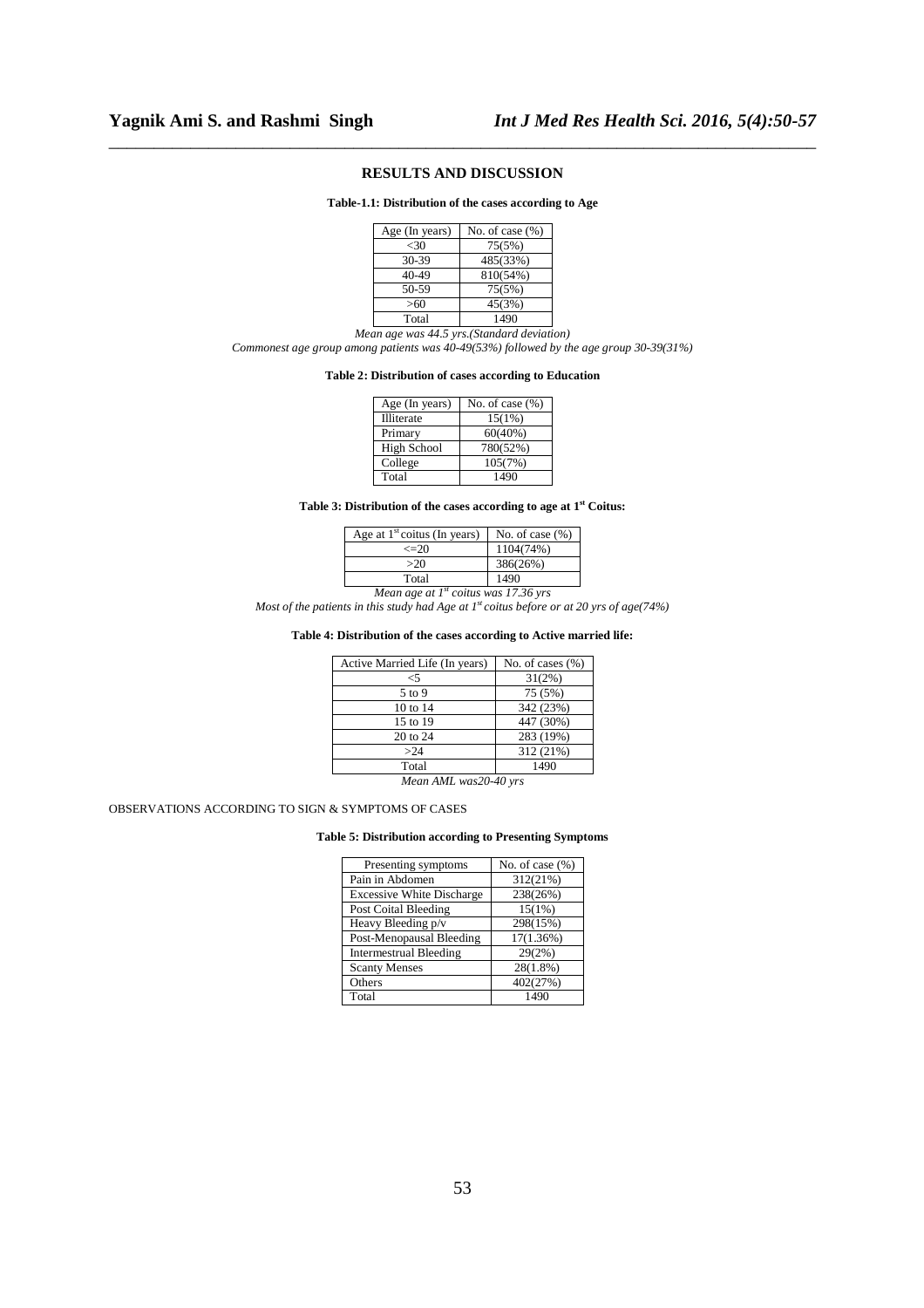## RESULTS AND DISCUSSION

**Table-1.1: Distribution of the cases according to Age**

| Age (In years) | No. of case (%) |
|---|---|
| <30 | 75(5%) |
| 30-39 | 485(33%) |
| 40-49 | 810(54%) |
| 50-59 | 75(5%) |
| >60 | 45(3%) |
| Total | 1490 |

*Mean age was 44.5 yrs.(Standard deviation)*

*Commonest age group among patients was 40-49(53%) followed by the age group 30-39(31%)*

**Table 2: Distribution of cases according to Education**

| Age (In years) | No. of case (%) |
|---|---|
| Illiterate | 15(1%) |
| Primary | 60(40%) |
| High School | 780(52%) |
| College | 105(7%) |
| Total | 1490 |

**Table 3: Distribution of the cases according to age at 1st Coitus:**

| Age at 1st coitus (In years) | No. of case (%) |
|---|---|
| <=20 | 1104(74%) |
| >20 | 386(26%) |
| Total | 1490 |

*Mean age at 1st coitus was 17.36 yrs*

*Most of the patients in this study had Age at 1st coitus before or at 20 yrs of age(74%)*

**Table 4: Distribution of the cases according to Active married life:**

| Active Married Life (In years) | No. of cases (%) |
|---|---|
| <5 | 31(2%) |
| 5 to 9 | 75 (5%) |
| 10 to 14 | 342 (23%) |
| 15 to 19 | 447 (30%) |
| 20 to 24 | 283 (19%) |
| >24 | 312 (21%) |
| Total | 1490 |

*Mean AML was20-40 yrs*

OBSERVATIONS ACCORDING TO SIGN & SYMPTOMS OF CASES

**Table 5: Distribution according to Presenting Symptoms**

| Presenting symptoms | No. of case (%) |
|---|---|
| Pain in Abdomen | 312(21%) |
| Excessive White Discharge | 238(26%) |
| Post Coital Bleeding | 15(1%) |
| Heavy Bleeding p/v | 298(15%) |
| Post-Menopausal Bleeding | 17(1.36%) |
| Intermestrual Bleeding | 29(2%) |
| Scanty Menses | 28(1.8%) |
| Others | 402(27%) |
| Total | 1490 |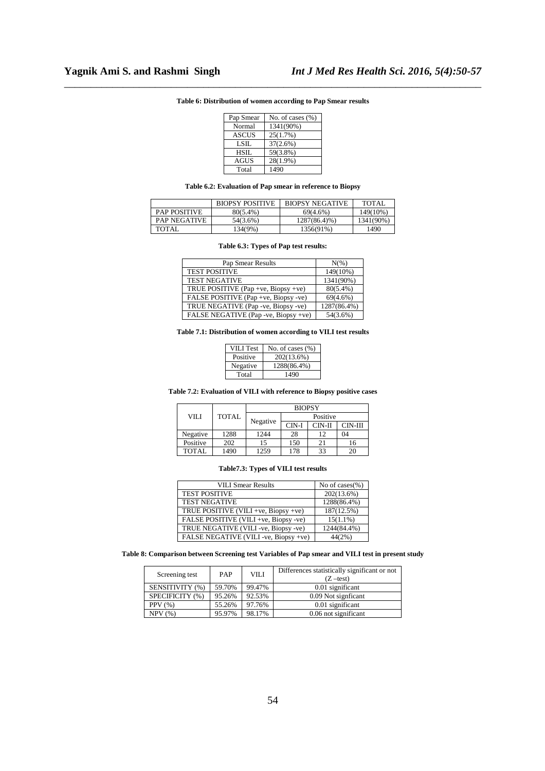**Table 6: Distribution of women according to Pap Smear results**

| Pap Smear | No. of cases (%) |
|---|---|
| Normal | 1341(90%) |
| ASCUS | 25(1.7%) |
| LSIL | 37(2.6%) |
| HSIL | 59(3.8%) |
| AGUS | 28(1.9%) |
| Total | 1490 |

**Table 6.2: Evaluation of Pap smear in reference to Biopsy**

| | BIOPSY POSITIVE | BIOPSY NEGATIVE | TOTAL |
|---|---|---|---|
| PAP POSITIVE | 80(5.4%) | 69(4.6%) | 149(10%) |
| PAP NEGATIVE | 54(3.6%) | 1287(86.4)%) | 1341(90%) |
| TOTAL | 134(9%) | 1356(91%) | 1490 |

**Table 6.3: Types of Pap test results:**

| Pap Smear Results | N(%) |
|---|---|
| TEST POSITIVE | 149(10%) |
| TEST NEGATIVE | 1341(90%) |
| TRUE POSITIVE (Pap +ve, Biopsy +ve) | 80(5.4%) |
| FALSE POSITIVE (Pap +ve, Biopsy -ve) | 69(4.6%) |
| TRUE NEGATIVE (Pap -ve, Biopsy -ve) | 1287(86.4%) |
| FALSE NEGATIVE (Pap -ve, Biopsy +ve) | 54(3.6%) |

**Table 7.1: Distribution of women according to VILI test results**

| VILI Test | No. of cases (%) |
|---|---|
| Positive | 202(13.6%) |
| Negative | 1288(86.4%) |
| Total | 1490 |

**Table 7.2: Evaluation of VILI with reference to Biopsy positive cases**

| VILI | TOTAL | BIOPSY | | | |
|---|---|---|---|---|---|
| | | Negative | Positive | | |
| | | | CIN-I | CIN-II | CIN-III |
| Negative | 1288 | 1244 | 28 | 12 | 04 |
| Positive | 202 | 15 | 150 | 21 | 16 |
| TOTAL | 1490 | 1259 | 178 | 33 | 20 |

**Table7.3: Types of VILI test results**

| VILI Smear Results | No of cases(%) |
|---|---|
| TEST POSITIVE | 202(13.6%) |
| TEST NEGATIVE | 1288(86.4%) |
| TRUE POSITIVE (VILI +ve, Biopsy +ve) | 187(12.5%) |
| FALSE POSITIVE (VILI +ve, Biopsy -ve) | 15(1.1%) |
| TRUE NEGATIVE (VILI -ve, Biopsy -ve) | 1244(84.4%) |
| FALSE NEGATIVE (VILI -ve, Biopsy +ve) | 44(2%) |

**Table 8: Comparison between Screening test Variables of Pap smear and VILI test in present study**

| Screening test | PAP | VILI | Differences statistically significant or not (Z –test) |
|---|---|---|---|
| SENSITIVITY (%) | 59.70% | 99.47% | 0.01 significant |
| SPECIFICITY (%) | 95.26% | 92.53% | 0.09 Not signficant |
| PPV (%) | 55.26% | 97.76% | 0.01 significant |
| NPV (%) | 95.97% | 98.17% | 0.06 not significant |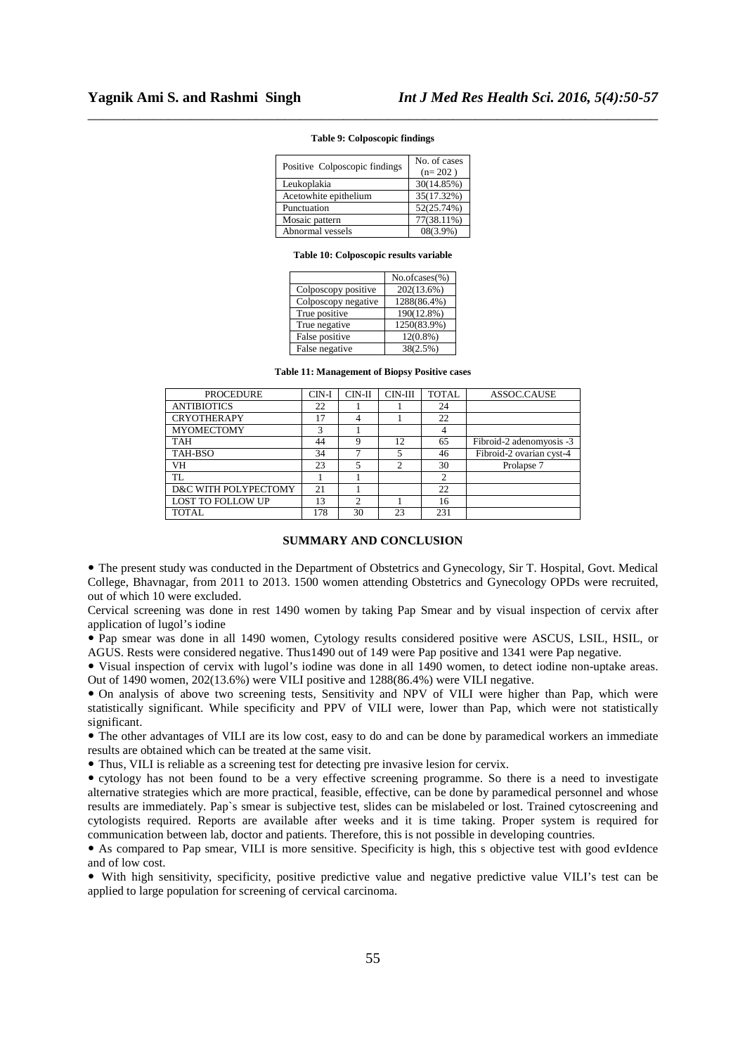**Table 9: Colposcopic findings**

| Positive Colposcopic findings | No. of cases (n= 202 ) |
|---|---|
| Leukoplakia | 30(14.85%) |
| Acetowhite epithelium | 35(17.32%) |
| Punctuation | 52(25.74%) |
| Mosaic pattern | 77(38.11%) |
| Abnormal vessels | 08(3.9%) |

**Table 10: Colposcopic results variable**

| | No.ofcases(%) |
|---|---|
| Colposcopy positive | 202(13.6%) |
| Colposcopy negative | 1288(86.4%) |
| True positive | 190(12.8%) |
| True negative | 1250(83.9%) |
| False positive | 12(0.8%) |
| False negative | 38(2.5%) |

**Table 11: Management of Biopsy Positive cases**

| PROCEDURE | CIN-I | CIN-II | CIN-III | TOTAL | ASSOC.CAUSE |
|---|---|---|---|---|---|
| ANTIBIOTICS | 22 | 1 | 1 | 24 | |
| CRYOTHERAPY | 17 | 4 | 1 | 22 | |
| MYOMECTOMY | 3 | 1 | | 4 | |
| TAH | 44 | 9 | 12 | 65 | Fibroid-2 adenomyosis -3 |
| TAH-BSO | 34 | 7 | 5 | 46 | Fibroid-2 ovarian cyst-4 |
| VH | 23 | 5 | 2 | 30 | Prolapse 7 |
| TL | 1 | 1 | | 2 | |
| D&C WITH POLYPECTOMY | 21 | 1 | | 22 | |
| LOST TO FOLLOW UP | 13 | 2 | 1 | 16 | |
| TOTAL | 178 | 30 | 23 | 231 | |

## SUMMARY AND CONCLUSION

- The present study was conducted in the Department of Obstetrics and Gynecology, Sir T. Hospital, Govt. Medical College, Bhavnagar, from 2011 to 2013. 1500 women attending Obstetrics and Gynecology OPDs were recruited, out of which 10 were excluded.

Cervical screening was done in rest 1490 women by taking Pap Smear and by visual inspection of cervix after application of lugol's iodine

- Pap smear was done in all 1490 women, Cytology results considered positive were ASCUS, LSIL, HSIL, or AGUS. Rests were considered negative. Thus1490 out of 149 were Pap positive and 1341 were Pap negative.
- Visual inspection of cervix with lugol's iodine was done in all 1490 women, to detect iodine non-uptake areas. Out of 1490 women, 202(13.6%) were VILI positive and 1288(86.4%) were VILI negative.
- On analysis of above two screening tests, Sensitivity and NPV of VILI were higher than Pap, which were statistically significant. While specificity and PPV of VILI were, lower than Pap, which were not statistically significant.
- The other advantages of VILI are its low cost, easy to do and can be done by paramedical workers an immediate results are obtained which can be treated at the same visit.
- Thus, VILI is reliable as a screening test for detecting pre invasive lesion for cervix.
- cytology has not been found to be a very effective screening programme. So there is a need to investigate alternative strategies which are more practical, feasible, effective, can be done by paramedical personnel and whose results are immediately. Pap`s smear is subjective test, slides can be mislabeled or lost. Trained cytoscreening and cytologists required. Reports are available after weeks and it is time taking. Proper system is required for communication between lab, doctor and patients. Therefore, this is not possible in developing countries.
- As compared to Pap smear, VILI is more sensitive. Specificity is high, this s objective test with good evIdence and of low cost.
- With high sensitivity, specificity, positive predictive value and negative predictive value VILI's test can be applied to large population for screening of cervical carcinoma.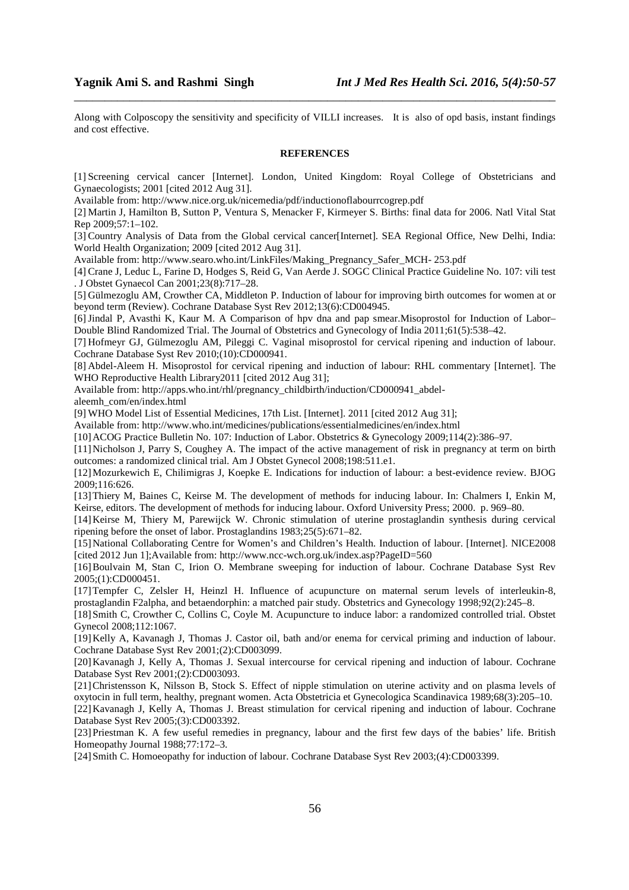Along with Colposcopy the sensitivity and specificity of VILLI increases. It is also of opd basis, instant findings and cost effective.

## REFERENCES

[1] Screening cervical cancer [Internet]. London, United Kingdom: Royal College of Obstetricians and Gynaecologists; 2001 [cited 2012 Aug 31].
Available from: http://www.nice.org.uk/nicemedia/pdf/inductionoflabourrcogrep.pdf

[2] Martin J, Hamilton B, Sutton P, Ventura S, Menacker F, Kirmeyer S. Births: final data for 2006. Natl Vital Stat Rep 2009;57:1–102.

[3] Country Analysis of Data from the Global cervical cancer[Internet]. SEA Regional Office, New Delhi, India: World Health Organization; 2009 [cited 2012 Aug 31].
Available from: http://www.searo.who.int/LinkFiles/Making_Pregnancy_Safer_MCH- 253.pdf

[4] Crane J, Leduc L, Farine D, Hodges S, Reid G, Van Aerde J. SOGC Clinical Practice Guideline No. 107: vili test . J Obstet Gynaecol Can 2001;23(8):717–28.

[5] Gülmezoglu AM, Crowther CA, Middleton P. Induction of labour for improving birth outcomes for women at or beyond term (Review). Cochrane Database Syst Rev 2012;13(6):CD004945.

[6] Jindal P, Avasthi K, Kaur M. A Comparison of hpv dna and pap smear.Misoprostol for Induction of Labor–Double Blind Randomized Trial. The Journal of Obstetrics and Gynecology of India 2011;61(5):538–42.

[7] Hofmeyr GJ, Gülmezoglu AM, Pileggi C. Vaginal misoprostol for cervical ripening and induction of labour. Cochrane Database Syst Rev 2010;(10):CD000941.

[8] Abdel-Aleem H. Misoprostol for cervical ripening and induction of labour: RHL commentary [Internet]. The WHO Reproductive Health Library2011 [cited 2012 Aug 31];
Available from: http://apps.who.int/rhl/pregnancy_childbirth/induction/CD000941_abdel-aleemh_com/en/index.html

[9] WHO Model List of Essential Medicines, 17th List. [Internet]. 2011 [cited 2012 Aug 31];
Available from: http://www.who.int/medicines/publications/essentialmedicines/en/index.html

[10] ACOG Practice Bulletin No. 107: Induction of Labor. Obstetrics & Gynecology 2009;114(2):386–97.

[11] Nicholson J, Parry S, Coughey A. The impact of the active management of risk in pregnancy at term on birth outcomes: a randomized clinical trial. Am J Obstet Gynecol 2008;198:511.e1.

[12] Mozurkewich E, Chilimigras J, Koepke E. Indications for induction of labour: a best-evidence review. BJOG 2009;116:626.

[13] Thiery M, Baines C, Keirse M. The development of methods for inducing labour. In: Chalmers I, Enkin M, Keirse, editors. The development of methods for inducing labour. Oxford University Press; 2000. p. 969–80.

[14] Keirse M, Thiery M, Parewijck W. Chronic stimulation of uterine prostaglandin synthesis during cervical ripening before the onset of labor. Prostaglandins 1983;25(5):671–82.

[15] National Collaborating Centre for Women's and Children's Health. Induction of labour. [Internet]. NICE2008 [cited 2012 Jun 1];Available from: http://www.ncc-wch.org.uk/index.asp?PageID=560

[16] Boulvain M, Stan C, Irion O. Membrane sweeping for induction of labour. Cochrane Database Syst Rev 2005;(1):CD000451.

[17] Tempfer C, Zelsler H, Heinzl H. Influence of acupuncture on maternal serum levels of interleukin-8, prostaglandin F2alpha, and betaendorphin: a matched pair study. Obstetrics and Gynecology 1998;92(2):245–8.

[18] Smith C, Crowther C, Collins C, Coyle M. Acupuncture to induce labor: a randomized controlled trial. Obstet Gynecol 2008;112:1067.

[19] Kelly A, Kavanagh J, Thomas J. Castor oil, bath and/or enema for cervical priming and induction of labour. Cochrane Database Syst Rev 2001;(2):CD003099.

[20] Kavanagh J, Kelly A, Thomas J. Sexual intercourse for cervical ripening and induction of labour. Cochrane Database Syst Rev 2001;(2):CD003093.

[21] Christensson K, Nilsson B, Stock S. Effect of nipple stimulation on uterine activity and on plasma levels of oxytocin in full term, healthy, pregnant women. Acta Obstetricia et Gynecologica Scandinavica 1989;68(3):205–10.

[22] Kavanagh J, Kelly A, Thomas J. Breast stimulation for cervical ripening and induction of labour. Cochrane Database Syst Rev 2005;(3):CD003392.

[23] Priestman K. A few useful remedies in pregnancy, labour and the first few days of the babies' life. British Homeopathy Journal 1988;77:172–3.

[24] Smith C. Homoeopathy for induction of labour. Cochrane Database Syst Rev 2003;(4):CD003399.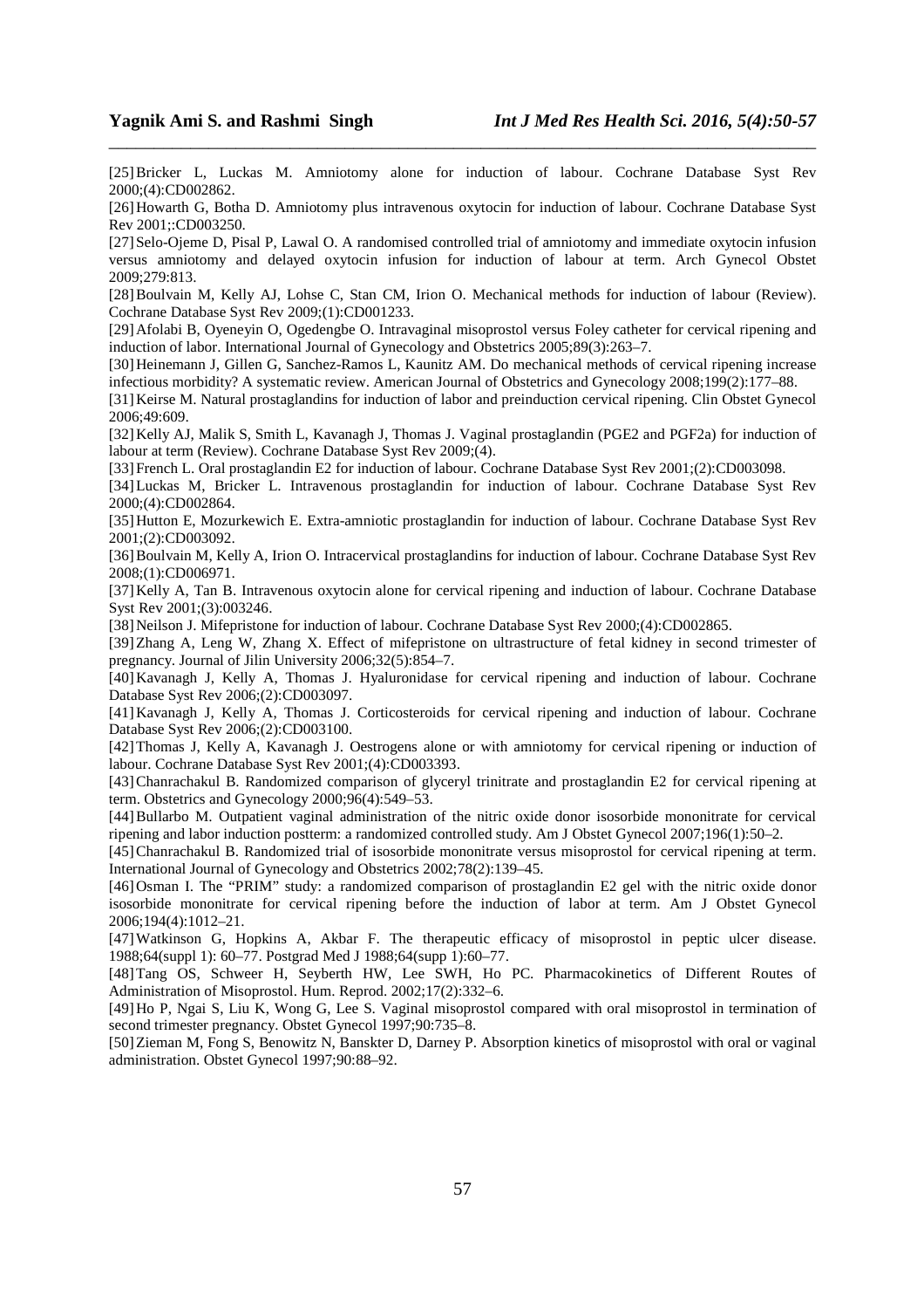[25] Bricker L, Luckas M. Amniotomy alone for induction of labour. Cochrane Database Syst Rev 2000;(4):CD002862.

[26] Howarth G, Botha D. Amniotomy plus intravenous oxytocin for induction of labour. Cochrane Database Syst Rev 2001;:CD003250.

[27] Selo-Ojeme D, Pisal P, Lawal O. A randomised controlled trial of amniotomy and immediate oxytocin infusion versus amniotomy and delayed oxytocin infusion for induction of labour at term. Arch Gynecol Obstet 2009;279:813.

[28] Boulvain M, Kelly AJ, Lohse C, Stan CM, Irion O. Mechanical methods for induction of labour (Review). Cochrane Database Syst Rev 2009;(1):CD001233.

[29] Afolabi B, Oyeneyin O, Ogedengbe O. Intravaginal misoprostol versus Foley catheter for cervical ripening and induction of labor. International Journal of Gynecology and Obstetrics 2005;89(3):263–7.

[30] Heinemann J, Gillen G, Sanchez-Ramos L, Kaunitz AM. Do mechanical methods of cervical ripening increase infectious morbidity? A systematic review. American Journal of Obstetrics and Gynecology 2008;199(2):177–88.

[31] Keirse M. Natural prostaglandins for induction of labor and preinduction cervical ripening. Clin Obstet Gynecol 2006;49:609.

[32] Kelly AJ, Malik S, Smith L, Kavanagh J, Thomas J. Vaginal prostaglandin (PGE2 and PGF2a) for induction of labour at term (Review). Cochrane Database Syst Rev 2009;(4).

[33] French L. Oral prostaglandin E2 for induction of labour. Cochrane Database Syst Rev 2001;(2):CD003098.

[34] Luckas M, Bricker L. Intravenous prostaglandin for induction of labour. Cochrane Database Syst Rev 2000;(4):CD002864.

[35] Hutton E, Mozurkewich E. Extra-amniotic prostaglandin for induction of labour. Cochrane Database Syst Rev 2001;(2):CD003092.

[36] Boulvain M, Kelly A, Irion O. Intracervical prostaglandins for induction of labour. Cochrane Database Syst Rev 2008;(1):CD006971.

[37] Kelly A, Tan B. Intravenous oxytocin alone for cervical ripening and induction of labour. Cochrane Database Syst Rev 2001;(3):003246.

[38] Neilson J. Mifepristone for induction of labour. Cochrane Database Syst Rev 2000;(4):CD002865.

[39] Zhang A, Leng W, Zhang X. Effect of mifepristone on ultrastructure of fetal kidney in second trimester of pregnancy. Journal of Jilin University 2006;32(5):854–7.

[40] Kavanagh J, Kelly A, Thomas J. Hyaluronidase for cervical ripening and induction of labour. Cochrane Database Syst Rev 2006;(2):CD003097.

[41] Kavanagh J, Kelly A, Thomas J. Corticosteroids for cervical ripening and induction of labour. Cochrane Database Syst Rev 2006;(2):CD003100.

[42] Thomas J, Kelly A, Kavanagh J. Oestrogens alone or with amniotomy for cervical ripening or induction of labour. Cochrane Database Syst Rev 2001;(4):CD003393.

[43] Chanrachakul B. Randomized comparison of glyceryl trinitrate and prostaglandin E2 for cervical ripening at term. Obstetrics and Gynecology 2000;96(4):549–53.

[44] Bullarbo M. Outpatient vaginal administration of the nitric oxide donor isosorbide mononitrate for cervical ripening and labor induction postterm: a randomized controlled study. Am J Obstet Gynecol 2007;196(1):50–2.

[45] Chanrachakul B. Randomized trial of isosorbide mononitrate versus misoprostol for cervical ripening at term. International Journal of Gynecology and Obstetrics 2002;78(2):139–45.

[46] Osman I. The "PRIM" study: a randomized comparison of prostaglandin E2 gel with the nitric oxide donor isosorbide mononitrate for cervical ripening before the induction of labor at term. Am J Obstet Gynecol 2006;194(4):1012–21.

[47] Watkinson G, Hopkins A, Akbar F. The therapeutic efficacy of misoprostol in peptic ulcer disease. 1988;64(suppl 1): 60–77. Postgrad Med J 1988;64(supp 1):60–77.

[48] Tang OS, Schweer H, Seyberth HW, Lee SWH, Ho PC. Pharmacokinetics of Different Routes of Administration of Misoprostol. Hum. Reprod. 2002;17(2):332–6.

[49] Ho P, Ngai S, Liu K, Wong G, Lee S. Vaginal misoprostol compared with oral misoprostol in termination of second trimester pregnancy. Obstet Gynecol 1997;90:735–8.

[50] Zieman M, Fong S, Benowitz N, Banskter D, Darney P. Absorption kinetics of misoprostol with oral or vaginal administration. Obstet Gynecol 1997;90:88–92.